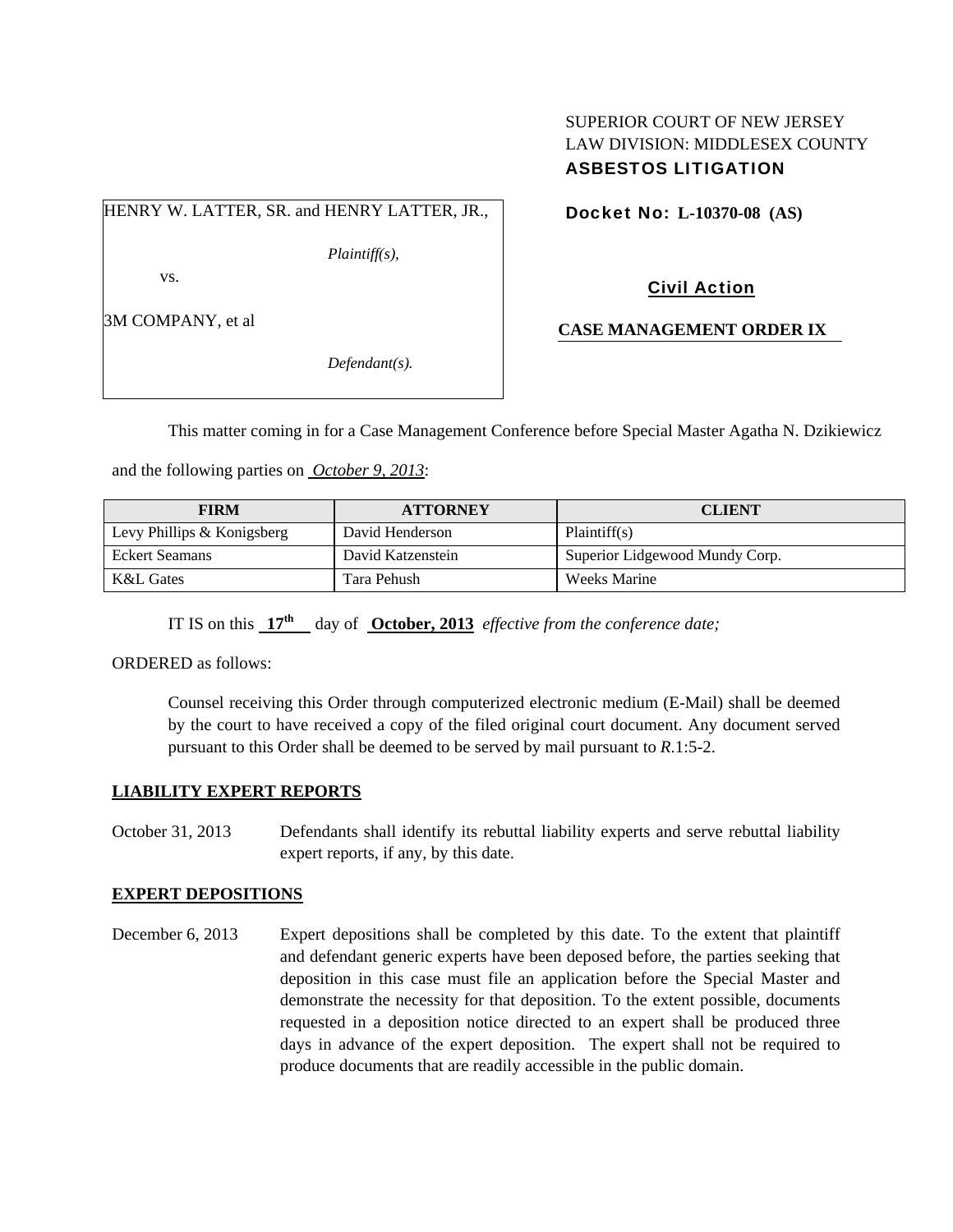SUPERIOR COURT OF NEW JERSEY
LAW DIVISION: MIDDLESEX COUNTY
**ASBESTOS LITIGATION**

HENRY W. LATTER, SR. and HENRY LATTER, JR.,

*Plaintiff(s),*

vs.

3M COMPANY, et al

*Defendant(s).*

**Docket No: L-10370-08 (AS)**

**Civil Action**

**CASE MANAGEMENT ORDER IX**

This matter coming in for a Case Management Conference before Special Master Agatha N. Dzikiewicz and the following parties on *October 9, 2013*:

| FIRM | ATTORNEY | CLIENT |
|---|---|---|
| Levy Phillips & Konigsberg | David Henderson | Plaintiff(s) |
| Eckert Seamans | David Katzenstein | Superior Lidgewood Mundy Corp. |
| K&L Gates | Tara Pehush | Weeks Marine |

IT IS on this **17th** day of **October, 2013** *effective from the conference date;*

ORDERED as follows:

Counsel receiving this Order through computerized electronic medium (E-Mail) shall be deemed by the court to have received a copy of the filed original court document. Any document served pursuant to this Order shall be deemed to be served by mail pursuant to *R*.1:5-2.

**LIABILITY EXPERT REPORTS**

October 31, 2013 — Defendants shall identify its rebuttal liability experts and serve rebuttal liability expert reports, if any, by this date.

**EXPERT DEPOSITIONS**

December 6, 2013 — Expert depositions shall be completed by this date. To the extent that plaintiff and defendant generic experts have been deposed before, the parties seeking that deposition in this case must file an application before the Special Master and demonstrate the necessity for that deposition. To the extent possible, documents requested in a deposition notice directed to an expert shall be produced three days in advance of the expert deposition. The expert shall not be required to produce documents that are readily accessible in the public domain.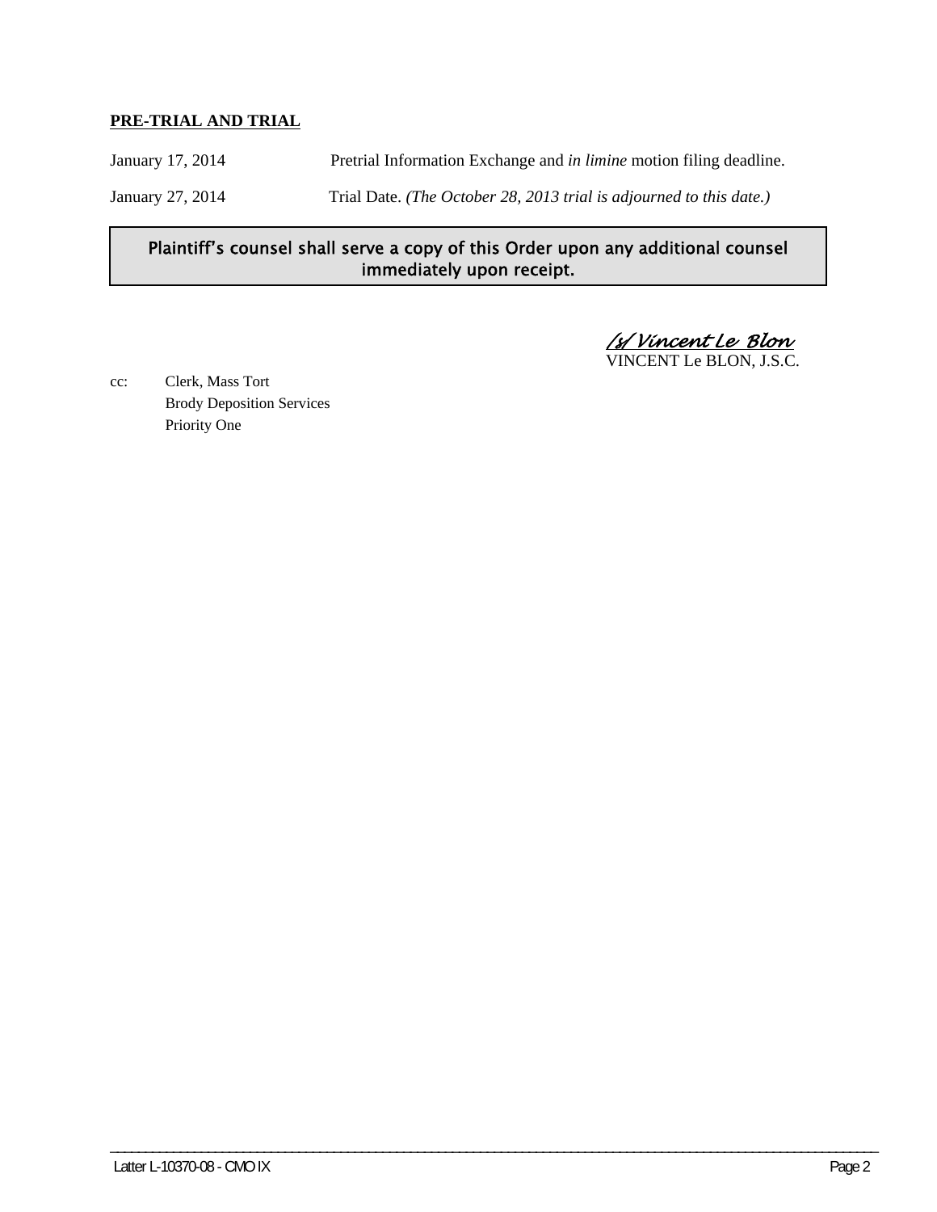**PRE-TRIAL AND TRIAL**

| | |
|---|---|
| January 17, 2014 | Pretrial Information Exchange and *in limine* motion filing deadline. |
| January 27, 2014 | Trial Date. *(The October 28, 2013 trial is adjourned to this date.)* |

**Plaintiff's counsel shall serve a copy of this Order upon any additional counsel immediately upon receipt.**

*/s/ Vincent Le Blon*
VINCENT Le BLON, J.S.C.

cc: Clerk, Mass Tort
Brody Deposition Services
Priority One